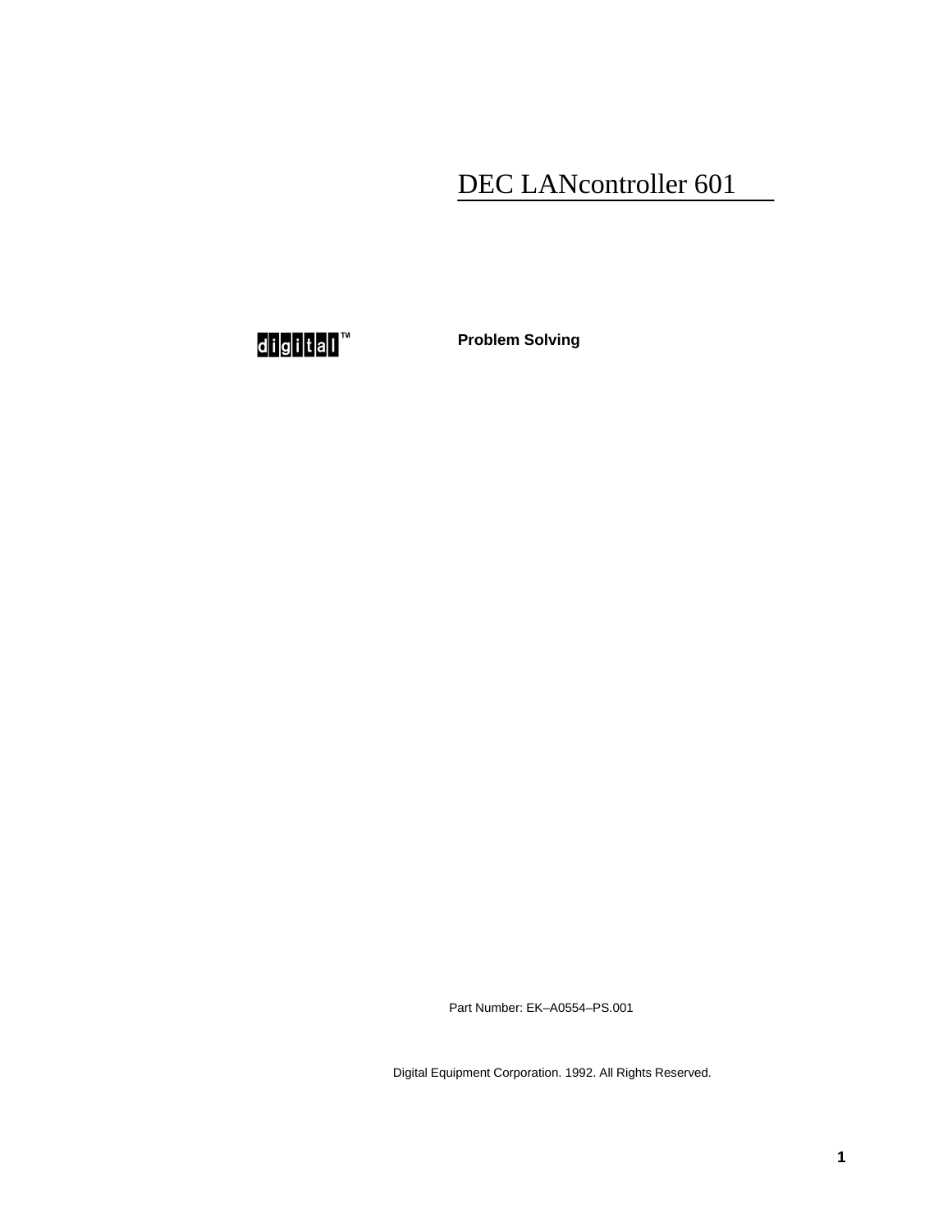# DEC LANcontroller 601

digital™

**Problem Solving**

Part Number: EK–A0554–PS.001

Digital Equipment Corporation. 1992. All Rights Reserved.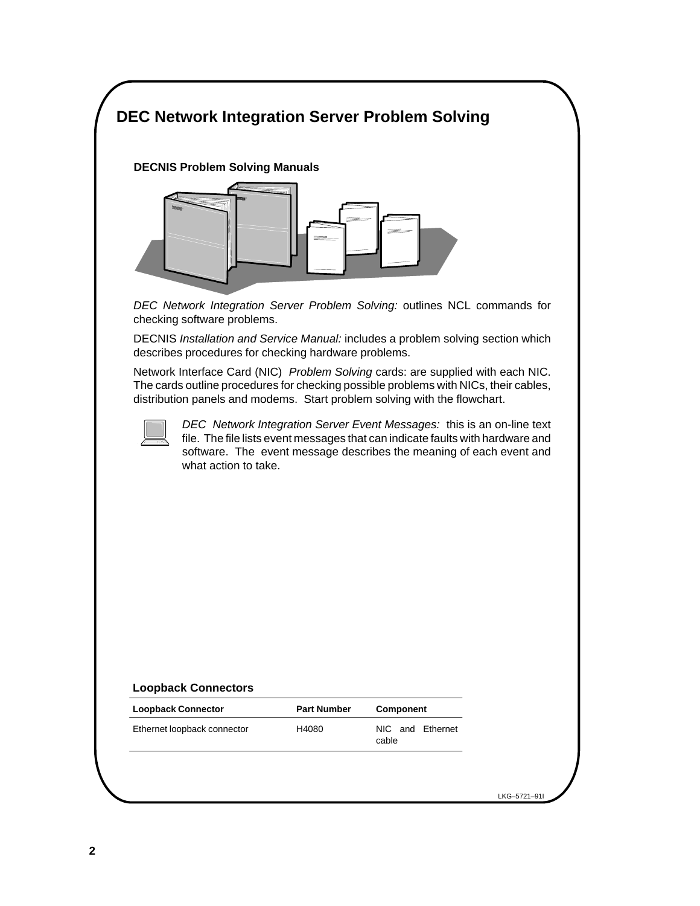# DEC Network Integration Server Problem Solving

**DECNIS Problem Solving Manuals**

*DEC Network Integration Server Problem Solving:* outlines NCL commands for checking software problems.

DECNIS *Installation and Service Manual:* includes a problem solving section which describes procedures for checking hardware problems.

Network Interface Card (NIC) *Problem Solving* cards: are supplied with each NIC. The cards outline procedures for checking possible problems with NICs, their cables, distribution panels and modems. Start problem solving with the flowchart.

*DEC Network Integration Server Event Messages:* this is an on-line text file. The file lists event messages that can indicate faults with hardware and software. The event message describes the meaning of each event and what action to take.

**Loopback Connectors**

| Loopback Connector | Part Number | Component |
| --- | --- | --- |
| Ethernet loopback connector | H4080 | NIC and Ethernet cable |

LKG–5721–91I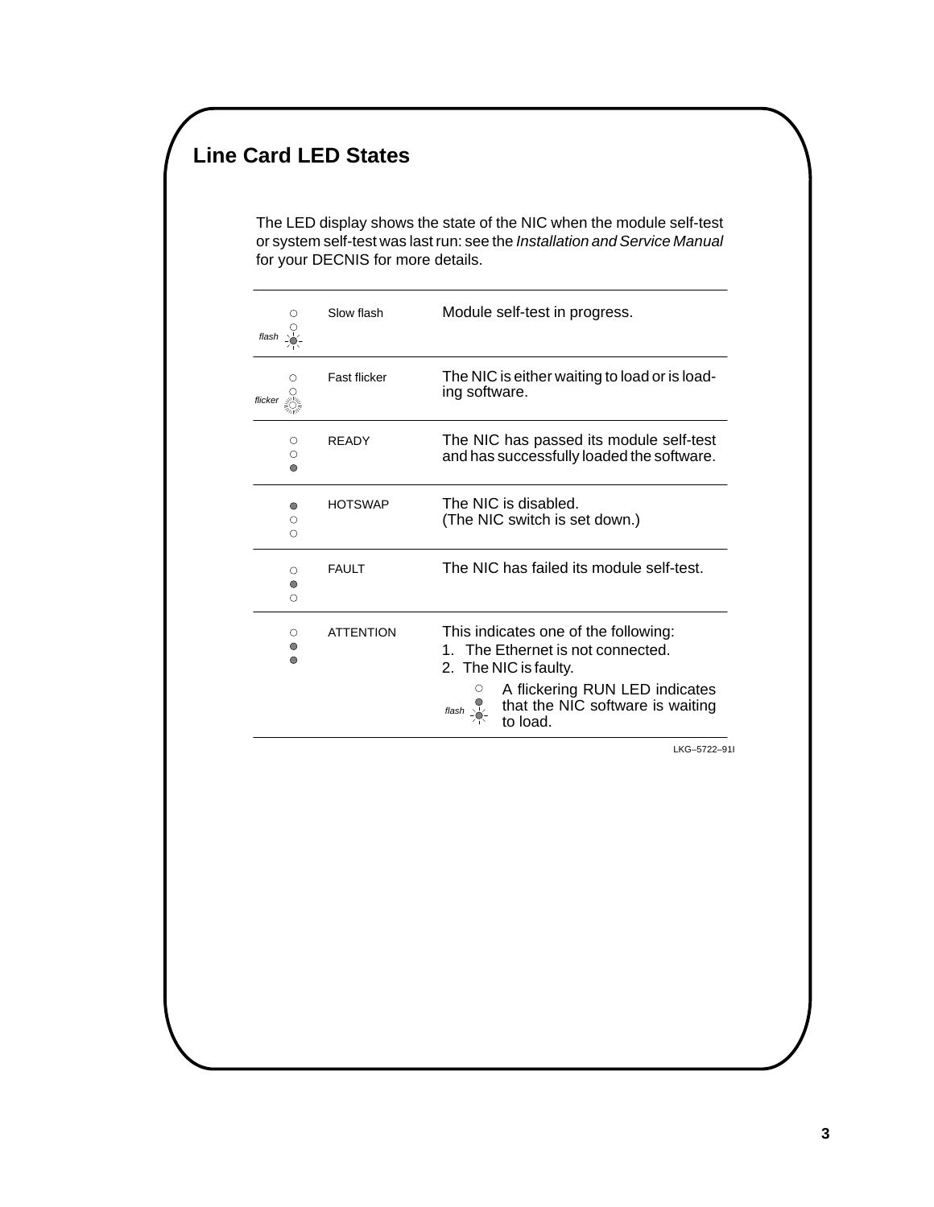## Line Card LED States

The LED display shows the state of the NIC when the module self-test or system self-test was last run: see the *Installation and Service Manual* for your DECNIS for more details.

| LEDs | State | Description |
| --- | --- | --- |
| ○ ○ *flash* ● | Slow flash | Module self-test in progress. |
| ○ ○ *flicker* ○ | Fast flicker | The NIC is either waiting to load or is loading software. |
| ○ ○ ● | READY | The NIC has passed its module self-test and has successfully loaded the software. |
| ● ○ ○ | HOTSWAP | The NIC is disabled. (The NIC switch is set down.) |
| ○ ● ○ | FAULT | The NIC has failed its module self-test. |
| ○ ● ● | ATTENTION | This indicates one of the following: 1. The Ethernet is not connected. 2. The NIC is faulty. (○ ● *flash* ●) A flickering RUN LED indicates that the NIC software is waiting to load. |

LKG–5722–91I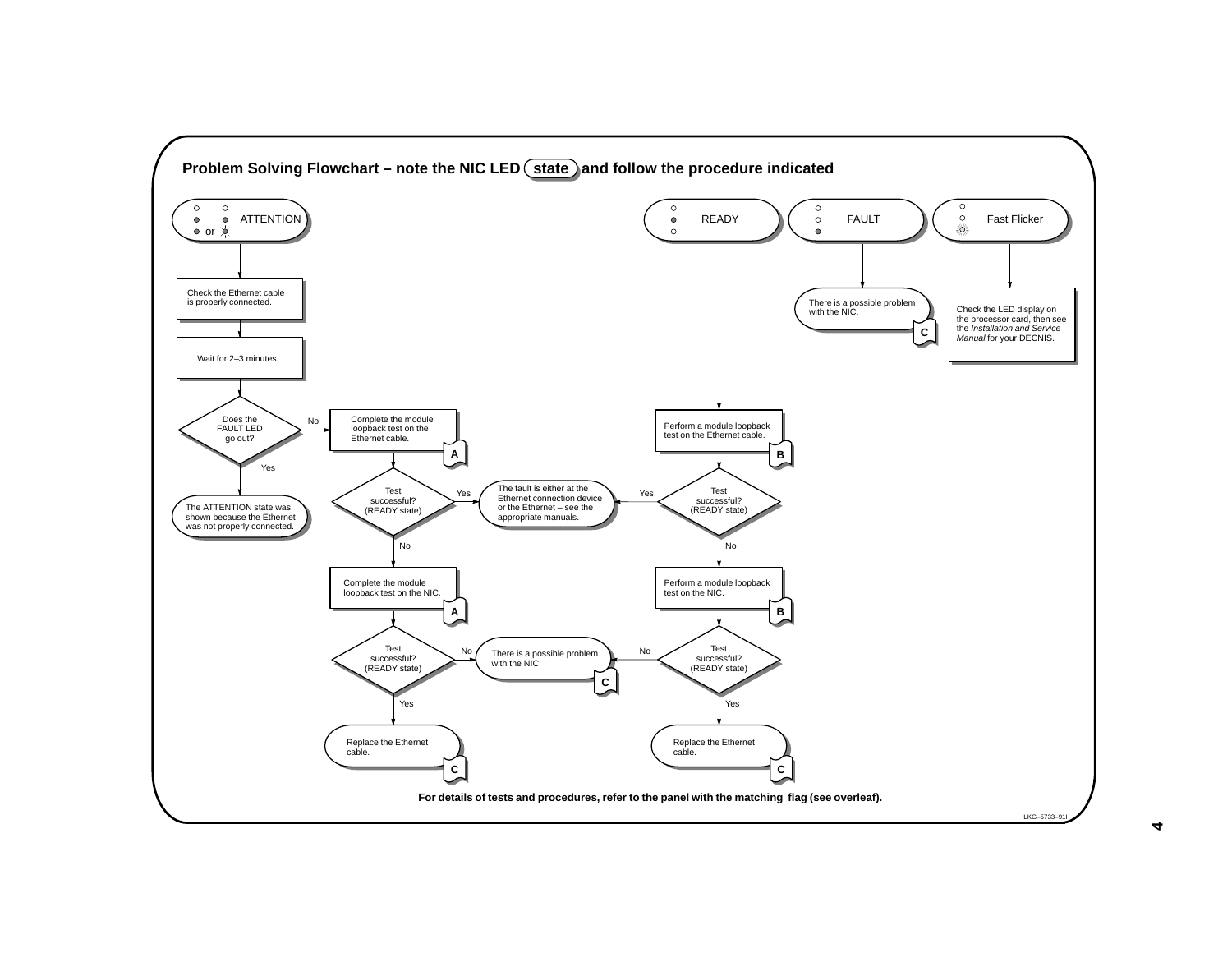## Problem Solving Flowchart – note the NIC LED state and follow the procedure indicated

**ATTENTION**

- Check the Ethernet cable is properly connected.
- Wait for 2–3 minutes.
- Does the FAULT LED go out?
  - Yes: The ATTENTION state was shown because the Ethernet was not properly connected.
  - No: Complete the module loopback test on the Ethernet cable. **A**
    - Test successful? (READY state)
      - Yes: The fault is either at the Ethernet connection device or the Ethernet – see the appropriate manuals.
      - No: Complete the module loopback test on the NIC. **A**
        - Test successful? (READY state)
          - No: There is a possible problem with the NIC. **C**
          - Yes: Replace the Ethernet cable. **C**

**READY**

- Perform a module loopback test on the Ethernet cable. **B**
  - Test successful? (READY state)
    - Yes: The fault is either at the Ethernet connection device or the Ethernet – see the appropriate manuals.
    - No: Perform a module loopback test on the NIC. **B**
      - Test successful? (READY state)
        - No: There is a possible problem with the NIC. **C**
        - Yes: Replace the Ethernet cable. **C**

**FAULT**

- There is a possible problem with the NIC. **C**

**Fast Flicker**

- Check the LED display on the processor card, then see the *Installation and Service Manual* for your DECNIS.

**For details of tests and procedures, refer to the panel with the matching flag (see overleaf).**

LKG–5733–91I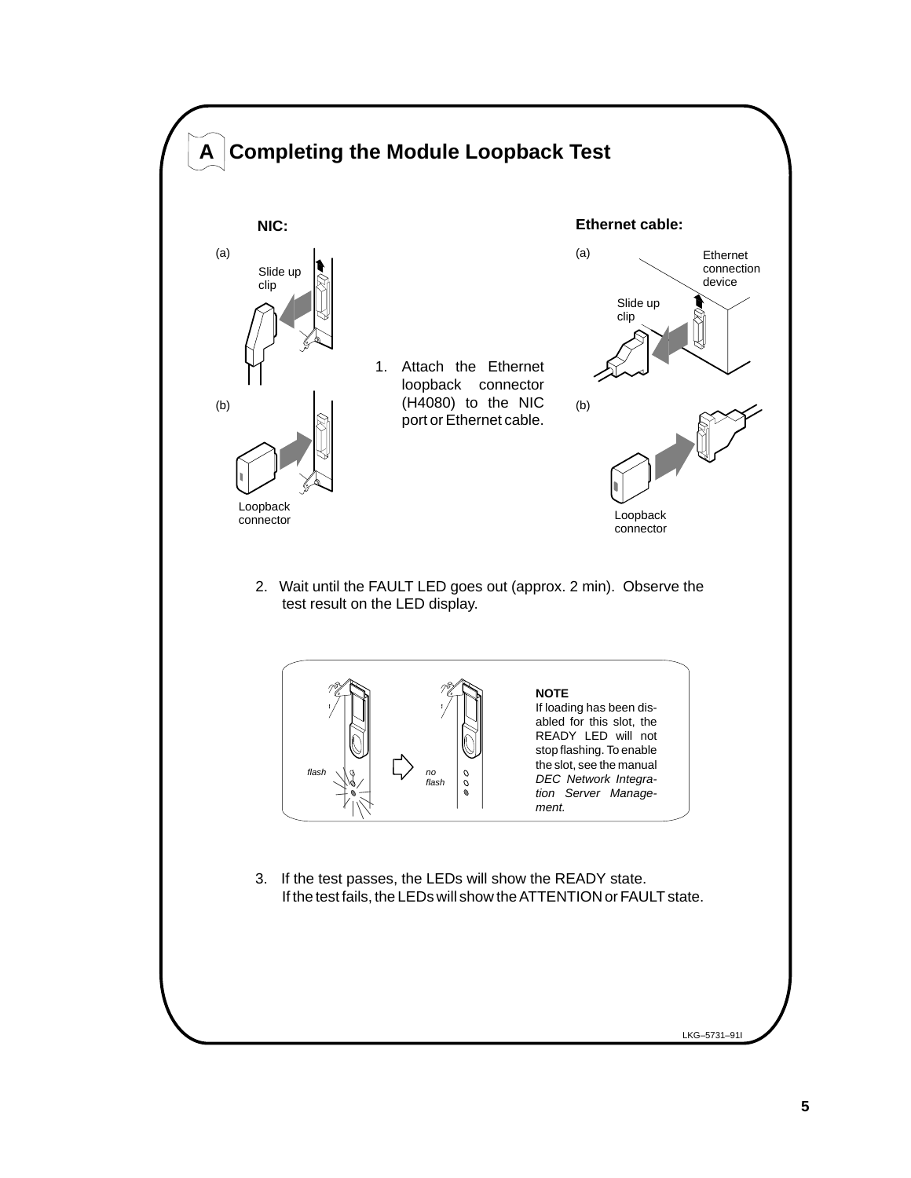## A Completing the Module Loopback Test

**NIC:**

(a)

Slide up clip

(b)

Loopback connector

**Ethernet cable:**

(a)

Ethernet connection device

Slide up clip

(b)

Loopback connector

1. Attach the Ethernet loopback connector (H4080) to the NIC port or Ethernet cable.

2. Wait until the FAULT LED goes out (approx. 2 min). Observe the test result on the LED display.

*flash*

*no flash*

**NOTE**
If loading has been disabled for this slot, the READY LED will not stop flashing. To enable the slot, see the manual *DEC Network Integration Server Management.*

3. If the test passes, the LEDs will show the READY state.
   If the test fails, the LEDs will show the ATTENTION or FAULT state.

LKG–5731–91I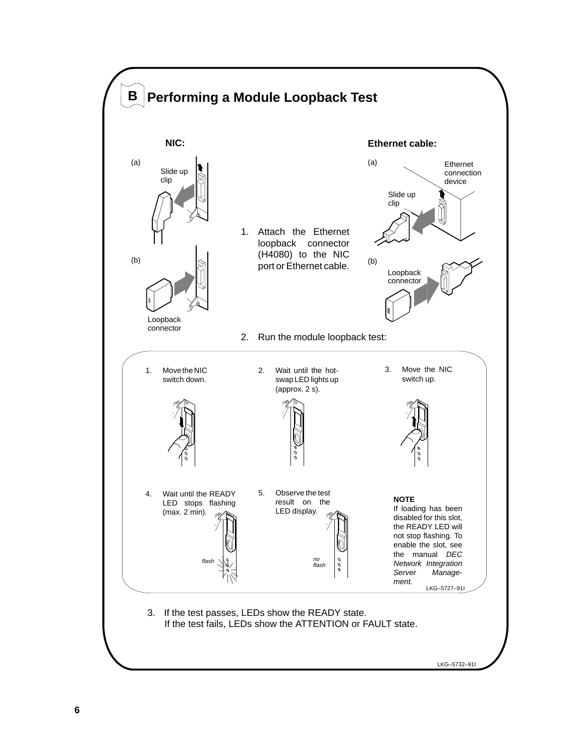# B Performing a Module Loopback Test

**NIC:**

(a) Slide up clip

(b) Loopback connector

**Ethernet cable:**

(a) Ethernet connection device

Slide up clip

(b) Loopback connector

1. Attach the Ethernet loopback connector (H4080) to the NIC port or Ethernet cable.

2. Run the module loopback test:

   1. Move the NIC switch down.
   2. Wait until the hot-swap LED lights up (approx. 2 s).
   3. Move the NIC switch up.
   4. Wait until the READY LED stops flashing (max. 2 min).

      *flash*

   5. Observe the test result on the LED display.

      *no flash*

   **NOTE**
   If loading has been disabled for this slot, the READY LED will not stop flashing. To enable the slot, see the manual *DEC Network Integration Server Management.*

   LKG–5727–91I

3. If the test passes, LEDs show the READY state.
   If the test fails, LEDs show the ATTENTION or FAULT state.

LKG–5732–91I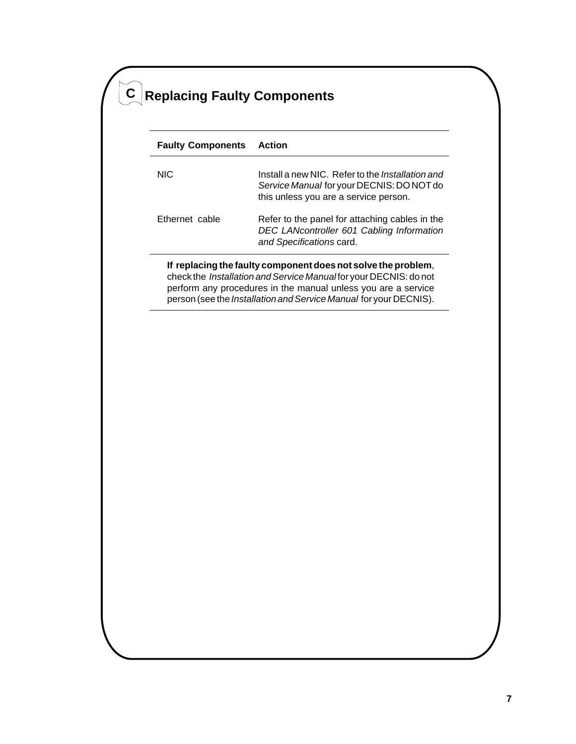## C Replacing Faulty Components

| Faulty Components | Action |
|---|---|
| NIC | Install a new NIC. Refer to the *Installation and Service Manual* for your DECNIS: DO NOT do this unless you are a service person. |
| Ethernet cable | Refer to the panel for attaching cables in the *DEC LANcontroller 601 Cabling Information and Specifications* card. |

**If replacing the faulty component does not solve the problem**, check the *Installation and Service Manual* for your DECNIS: do not perform any procedures in the manual unless you are a service person (see the *Installation and Service Manual* for your DECNIS).